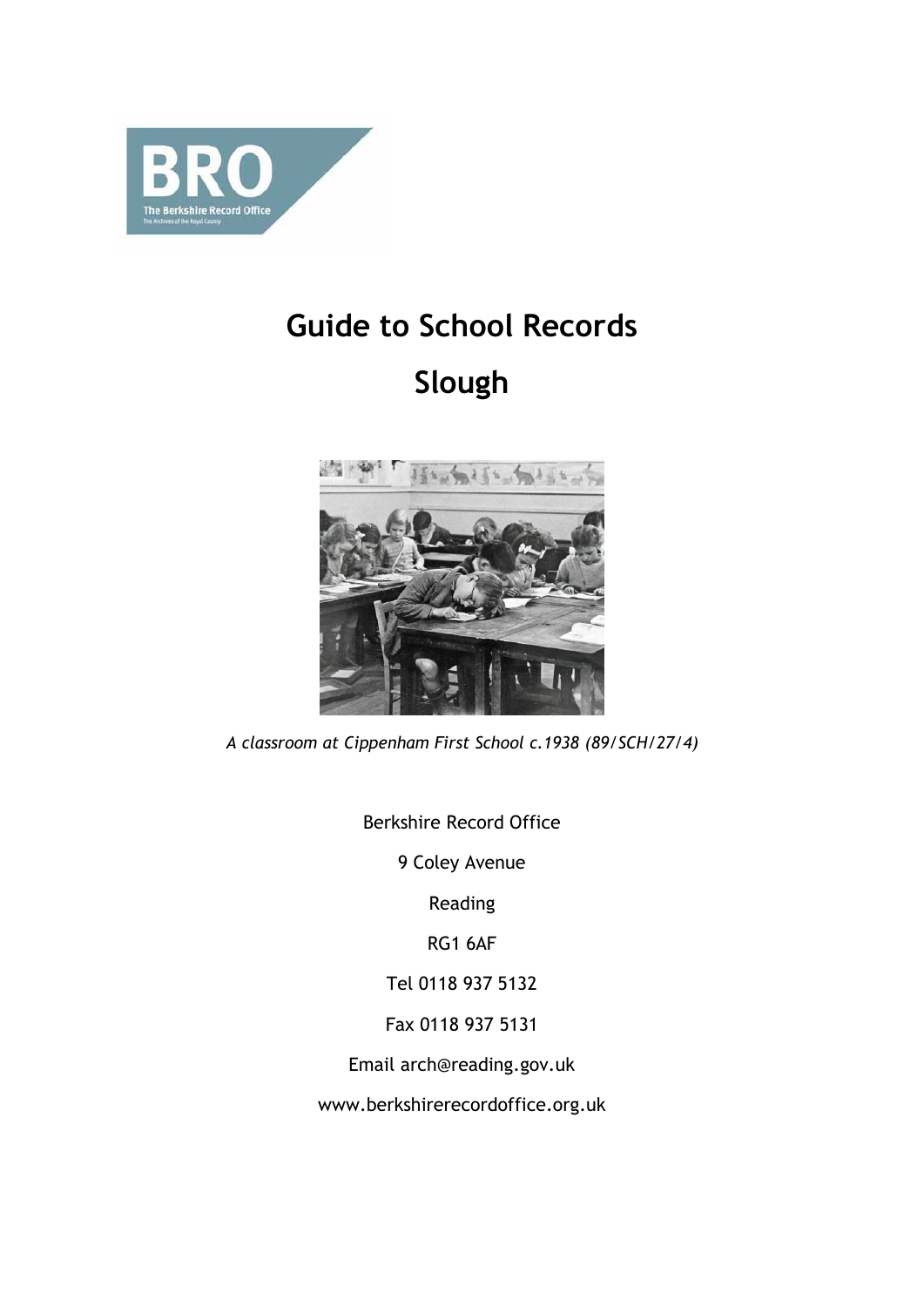# Guide to School Records

# Slough

*A classroom at Cippenham First School c.1938 (89/SCH/27/4)*

Berkshire Record Office

9 Coley Avenue

Reading

RG1 6AF

Tel 0118 937 5132

Fax 0118 937 5131

Email arch@reading.gov.uk

www.berkshirerecordoffice.org.uk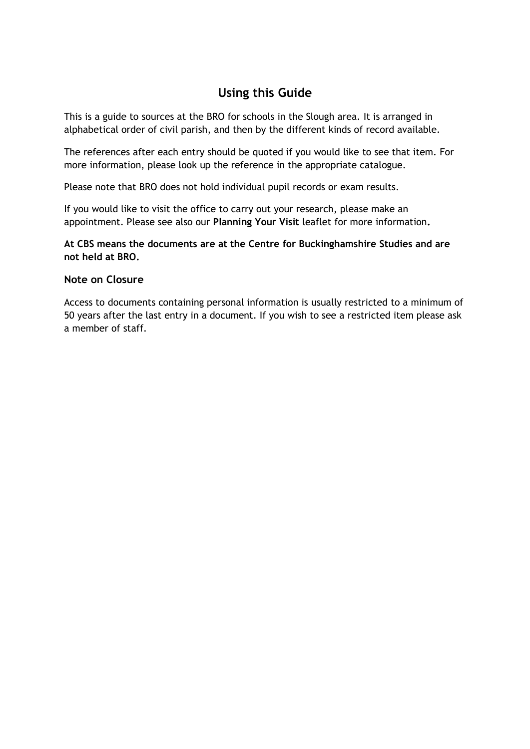## Using this Guide

This is a guide to sources at the BRO for schools in the Slough area. It is arranged in alphabetical order of civil parish, and then by the different kinds of record available.

The references after each entry should be quoted if you would like to see that item. For more information, please look up the reference in the appropriate catalogue.

Please note that BRO does not hold individual pupil records or exam results.

If you would like to visit the office to carry out your research, please make an appointment. Please see also our **Planning Your Visit** leaflet for more information**.**

**At CBS means the documents are at the Centre for Buckinghamshire Studies and are not held at BRO.**

### Note on Closure

Access to documents containing personal information is usually restricted to a minimum of 50 years after the last entry in a document. If you wish to see a restricted item please ask a member of staff.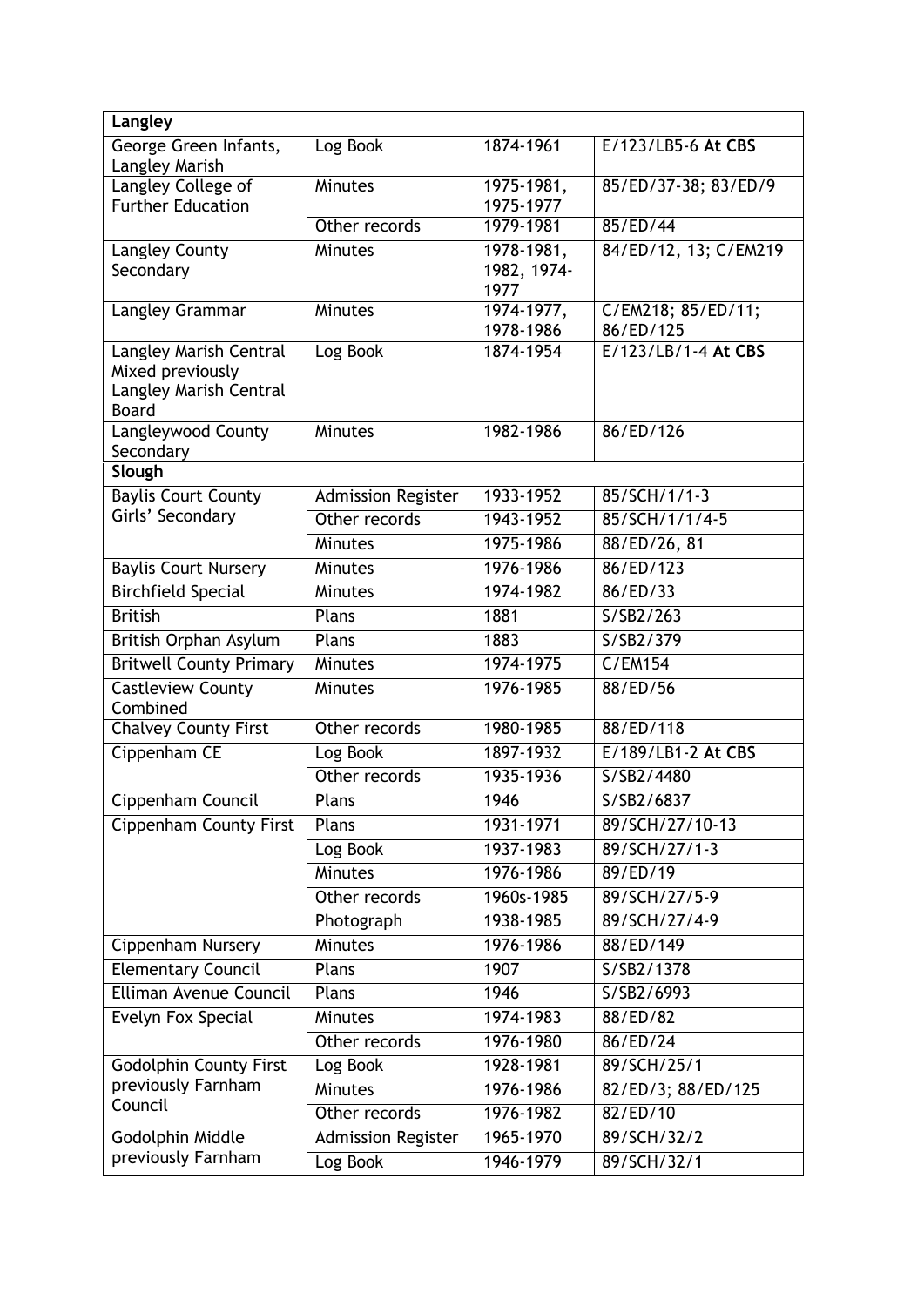| Langley | | | |
|---|---|---|---|
| George Green Infants, Langley Marish | Log Book | 1874-1961 | E/123/LB5-6 **At CBS** |
| Langley College of Further Education | Minutes | 1975-1981, 1975-1977 | 85/ED/37-38; 83/ED/9 |
| | Other records | 1979-1981 | 85/ED/44 |
| Langley County Secondary | Minutes | 1978-1981, 1982, 1974-1977 | 84/ED/12, 13; C/EM219 |
| Langley Grammar | Minutes | 1974-1977, 1978-1986 | C/EM218; 85/ED/11; 86/ED/125 |
| Langley Marish Central Mixed previously Langley Marish Central Board | Log Book | 1874-1954 | E/123/LB/1-4 **At CBS** |
| Langleywood County Secondary | Minutes | 1982-1986 | 86/ED/126 |
| **Slough** | | | |
| Baylis Court County Girls' Secondary | Admission Register | 1933-1952 | 85/SCH/1/1-3 |
| | Other records | 1943-1952 | 85/SCH/1/1/4-5 |
| | Minutes | 1975-1986 | 88/ED/26, 81 |
| Baylis Court Nursery | Minutes | 1976-1986 | 86/ED/123 |
| Birchfield Special | Minutes | 1974-1982 | 86/ED/33 |
| British | Plans | 1881 | S/SB2/263 |
| British Orphan Asylum | Plans | 1883 | S/SB2/379 |
| Britwell County Primary | Minutes | 1974-1975 | C/EM154 |
| Castleview County Combined | Minutes | 1976-1985 | 88/ED/56 |
| Chalvey County First | Other records | 1980-1985 | 88/ED/118 |
| Cippenham CE | Log Book | 1897-1932 | E/189/LB1-2 **At CBS** |
| | Other records | 1935-1936 | S/SB2/4480 |
| Cippenham Council | Plans | 1946 | S/SB2/6837 |
| Cippenham County First | Plans | 1931-1971 | 89/SCH/27/10-13 |
| | Log Book | 1937-1983 | 89/SCH/27/1-3 |
| | Minutes | 1976-1986 | 89/ED/19 |
| | Other records | 1960s-1985 | 89/SCH/27/5-9 |
| | Photograph | 1938-1985 | 89/SCH/27/4-9 |
| Cippenham Nursery | Minutes | 1976-1986 | 88/ED/149 |
| Elementary Council | Plans | 1907 | S/SB2/1378 |
| Elliman Avenue Council | Plans | 1946 | S/SB2/6993 |
| Evelyn Fox Special | Minutes | 1974-1983 | 88/ED/82 |
| | Other records | 1976-1980 | 86/ED/24 |
| Godolphin County First previously Farnham Council | Log Book | 1928-1981 | 89/SCH/25/1 |
| | Minutes | 1976-1986 | 82/ED/3; 88/ED/125 |
| | Other records | 1976-1982 | 82/ED/10 |
| Godolphin Middle previously Farnham | Admission Register | 1965-1970 | 89/SCH/32/2 |
| | Log Book | 1946-1979 | 89/SCH/32/1 |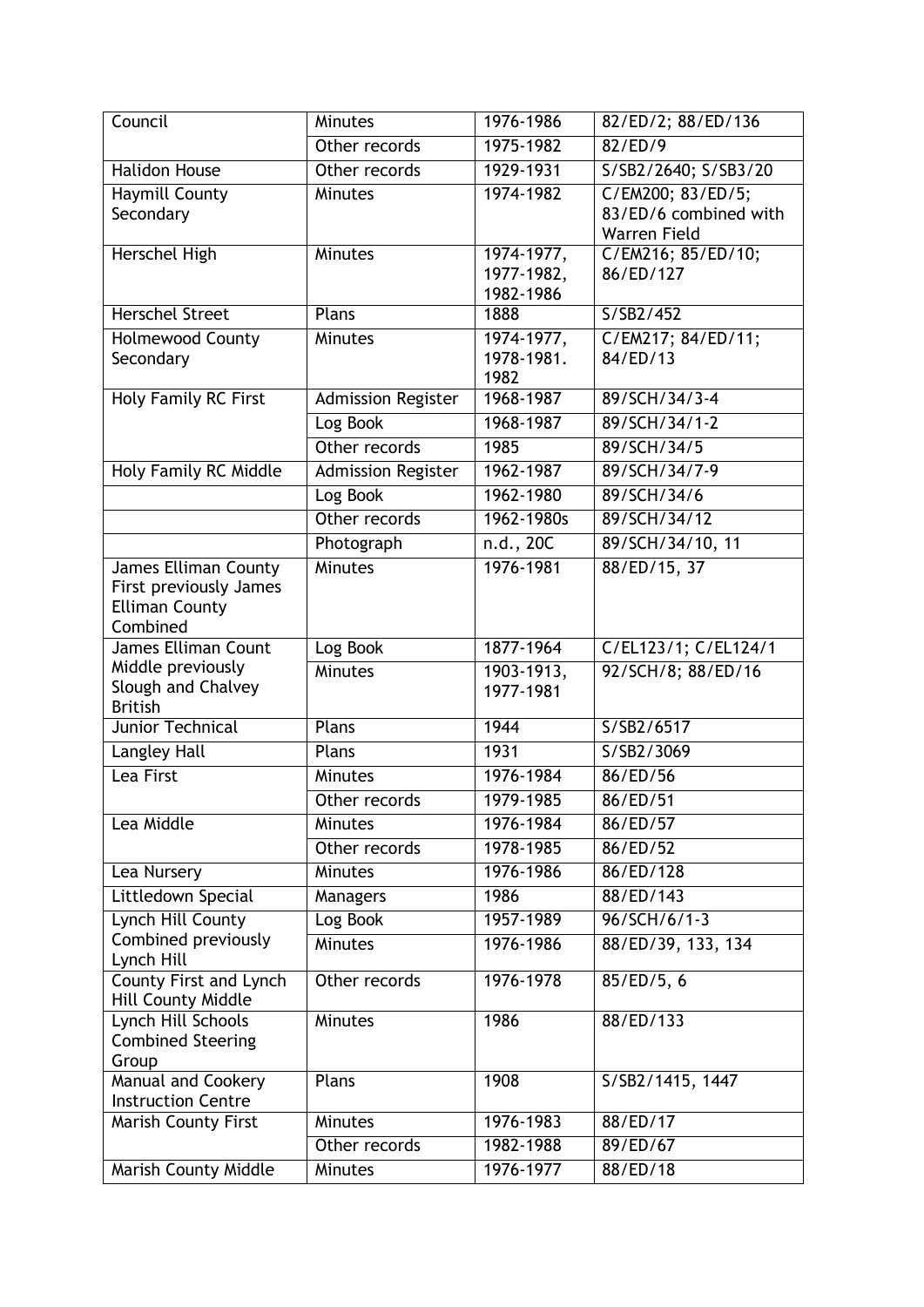| Council | Minutes | 1976-1986 | 82/ED/2; 88/ED/136 |
|---|---|---|---|
| | Other records | 1975-1982 | 82/ED/9 |
| Halidon House | Other records | 1929-1931 | S/SB2/2640; S/SB3/20 |
| Haymill County Secondary | Minutes | 1974-1982 | C/EM200; 83/ED/5; 83/ED/6 combined with Warren Field |
| Herschel High | Minutes | 1974-1977, 1977-1982, 1982-1986 | C/EM216; 85/ED/10; 86/ED/127 |
| Herschel Street | Plans | 1888 | S/SB2/452 |
| Holmewood County Secondary | Minutes | 1974-1977, 1978-1981. 1982 | C/EM217; 84/ED/11; 84/ED/13 |
| Holy Family RC First | Admission Register | 1968-1987 | 89/SCH/34/3-4 |
| | Log Book | 1968-1987 | 89/SCH/34/1-2 |
| | Other records | 1985 | 89/SCH/34/5 |
| Holy Family RC Middle | Admission Register | 1962-1987 | 89/SCH/34/7-9 |
| | Log Book | 1962-1980 | 89/SCH/34/6 |
| | Other records | 1962-1980s | 89/SCH/34/12 |
| | Photograph | n.d., 20C | 89/SCH/34/10, 11 |
| James Elliman County First previously James Elliman County Combined | Minutes | 1976-1981 | 88/ED/15, 37 |
| James Elliman Count Middle previously Slough and Chalvey British | Log Book | 1877-1964 | C/EL123/1; C/EL124/1 |
| | Minutes | 1903-1913, 1977-1981 | 92/SCH/8; 88/ED/16 |
| Junior Technical | Plans | 1944 | S/SB2/6517 |
| Langley Hall | Plans | 1931 | S/SB2/3069 |
| Lea First | Minutes | 1976-1984 | 86/ED/56 |
| | Other records | 1979-1985 | 86/ED/51 |
| Lea Middle | Minutes | 1976-1984 | 86/ED/57 |
| | Other records | 1978-1985 | 86/ED/52 |
| Lea Nursery | Minutes | 1976-1986 | 86/ED/128 |
| Littledown Special | Managers | 1986 | 88/ED/143 |
| Lynch Hill County Combined previously Lynch Hill | Log Book | 1957-1989 | 96/SCH/6/1-3 |
| | Minutes | 1976-1986 | 88/ED/39, 133, 134 |
| County First and Lynch Hill County Middle | Other records | 1976-1978 | 85/ED/5, 6 |
| Lynch Hill Schools Combined Steering Group | Minutes | 1986 | 88/ED/133 |
| Manual and Cookery Instruction Centre | Plans | 1908 | S/SB2/1415, 1447 |
| Marish County First | Minutes | 1976-1983 | 88/ED/17 |
| | Other records | 1982-1988 | 89/ED/67 |
| Marish County Middle | Minutes | 1976-1977 | 88/ED/18 |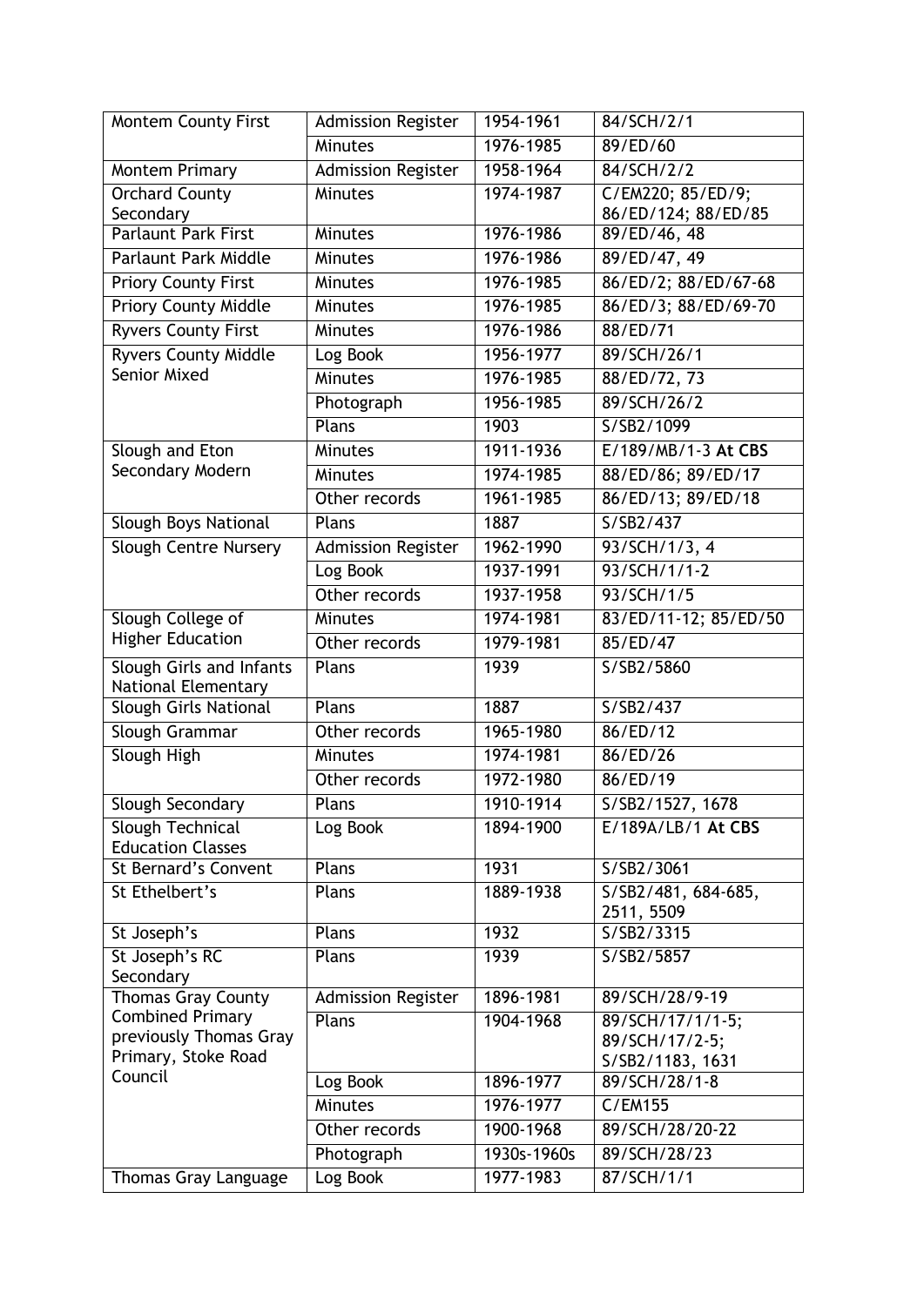| | | | |
|---|---|---|---|
| Montem County First | Admission Register | 1954-1961 | 84/SCH/2/1 |
| | Minutes | 1976-1985 | 89/ED/60 |
| Montem Primary | Admission Register | 1958-1964 | 84/SCH/2/2 |
| Orchard County Secondary | Minutes | 1974-1987 | C/EM220; 85/ED/9; 86/ED/124; 88/ED/85 |
| Parlaunt Park First | Minutes | 1976-1986 | 89/ED/46, 48 |
| Parlaunt Park Middle | Minutes | 1976-1986 | 89/ED/47, 49 |
| Priory County First | Minutes | 1976-1985 | 86/ED/2; 88/ED/67-68 |
| Priory County Middle | Minutes | 1976-1985 | 86/ED/3; 88/ED/69-70 |
| Ryvers County First | Minutes | 1976-1986 | 88/ED/71 |
| Ryvers County Middle Senior Mixed | Log Book | 1956-1977 | 89/SCH/26/1 |
| | Minutes | 1976-1985 | 88/ED/72, 73 |
| | Photograph | 1956-1985 | 89/SCH/26/2 |
| | Plans | 1903 | S/SB2/1099 |
| Slough and Eton Secondary Modern | Minutes | 1911-1936 | E/189/MB/1-3 **At CBS** |
| | Minutes | 1974-1985 | 88/ED/86; 89/ED/17 |
| | Other records | 1961-1985 | 86/ED/13; 89/ED/18 |
| Slough Boys National | Plans | 1887 | S/SB2/437 |
| Slough Centre Nursery | Admission Register | 1962-1990 | 93/SCH/1/3, 4 |
| | Log Book | 1937-1991 | 93/SCH/1/1-2 |
| | Other records | 1937-1958 | 93/SCH/1/5 |
| Slough College of Higher Education | Minutes | 1974-1981 | 83/ED/11-12; 85/ED/50 |
| | Other records | 1979-1981 | 85/ED/47 |
| Slough Girls and Infants National Elementary | Plans | 1939 | S/SB2/5860 |
| Slough Girls National | Plans | 1887 | S/SB2/437 |
| Slough Grammar | Other records | 1965-1980 | 86/ED/12 |
| Slough High | Minutes | 1974-1981 | 86/ED/26 |
| | Other records | 1972-1980 | 86/ED/19 |
| Slough Secondary | Plans | 1910-1914 | S/SB2/1527, 1678 |
| Slough Technical Education Classes | Log Book | 1894-1900 | E/189A/LB/1 **At CBS** |
| St Bernard's Convent | Plans | 1931 | S/SB2/3061 |
| St Ethelbert's | Plans | 1889-1938 | S/SB2/481, 684-685, 2511, 5509 |
| St Joseph's | Plans | 1932 | S/SB2/3315 |
| St Joseph's RC Secondary | Plans | 1939 | S/SB2/5857 |
| Thomas Gray County Combined Primary previously Thomas Gray Primary, Stoke Road Council | Admission Register | 1896-1981 | 89/SCH/28/9-19 |
| | Plans | 1904-1968 | 89/SCH/17/1/1-5; 89/SCH/17/2-5; S/SB2/1183, 1631 |
| | Log Book | 1896-1977 | 89/SCH/28/1-8 |
| | Minutes | 1976-1977 | C/EM155 |
| | Other records | 1900-1968 | 89/SCH/28/20-22 |
| | Photograph | 1930s-1960s | 89/SCH/28/23 |
| Thomas Gray Language | Log Book | 1977-1983 | 87/SCH/1/1 |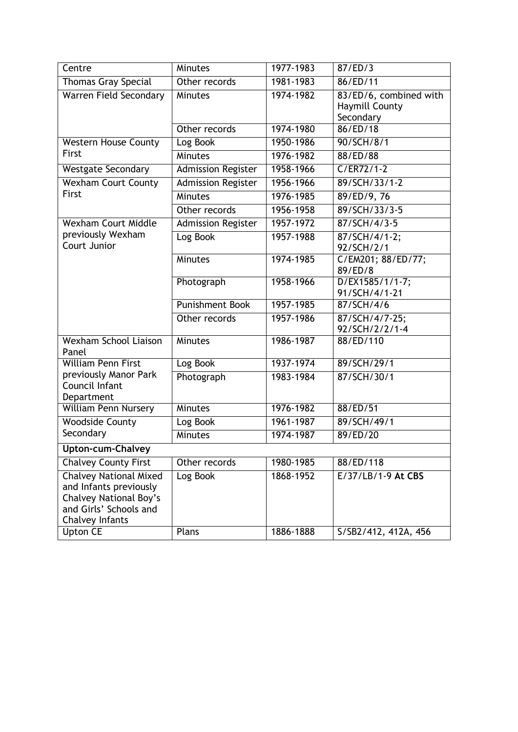| | | | |
|---|---|---|---|
| Centre | Minutes | 1977-1983 | 87/ED/3 |
| Thomas Gray Special | Other records | 1981-1983 | 86/ED/11 |
| Warren Field Secondary | Minutes | 1974-1982 | 83/ED/6, combined with Haymill County Secondary |
| | Other records | 1974-1980 | 86/ED/18 |
| Western House County First | Log Book | 1950-1986 | 90/SCH/8/1 |
| | Minutes | 1976-1982 | 88/ED/88 |
| Westgate Secondary | Admission Register | 1958-1966 | C/ER72/1-2 |
| Wexham Court County First | Admission Register | 1956-1966 | 89/SCH/33/1-2 |
| | Minutes | 1976-1985 | 89/ED/9, 76 |
| | Other records | 1956-1958 | 89/SCH/33/3-5 |
| Wexham Court Middle previously Wexham Court Junior | Admission Register | 1957-1972 | 87/SCH/4/3-5 |
| | Log Book | 1957-1988 | 87/SCH/4/1-2; 92/SCH/2/1 |
| | Minutes | 1974-1985 | C/EM201; 88/ED/77; 89/ED/8 |
| | Photograph | 1958-1966 | D/EX1585/1/1-7; 91/SCH/4/1-21 |
| | Punishment Book | 1957-1985 | 87/SCH/4/6 |
| | Other records | 1957-1986 | 87/SCH/4/7-25; 92/SCH/2/2/1-4 |
| Wexham School Liaison Panel | Minutes | 1986-1987 | 88/ED/110 |
| William Penn First previously Manor Park Council Infant Department | Log Book | 1937-1974 | 89/SCH/29/1 |
| | Photograph | 1983-1984 | 87/SCH/30/1 |
| William Penn Nursery | Minutes | 1976-1982 | 88/ED/51 |
| Woodside County Secondary | Log Book | 1961-1987 | 89/SCH/49/1 |
| | Minutes | 1974-1987 | 89/ED/20 |
| **Upton-cum-Chalvey** | | | |
| Chalvey County First | Other records | 1980-1985 | 88/ED/118 |
| Chalvey National Mixed and Infants previously Chalvey National Boy's and Girls' Schools and Chalvey Infants | Log Book | 1868-1952 | E/37/LB/1-9 **At CBS** |
| Upton CE | Plans | 1886-1888 | S/SB2/412, 412A, 456 |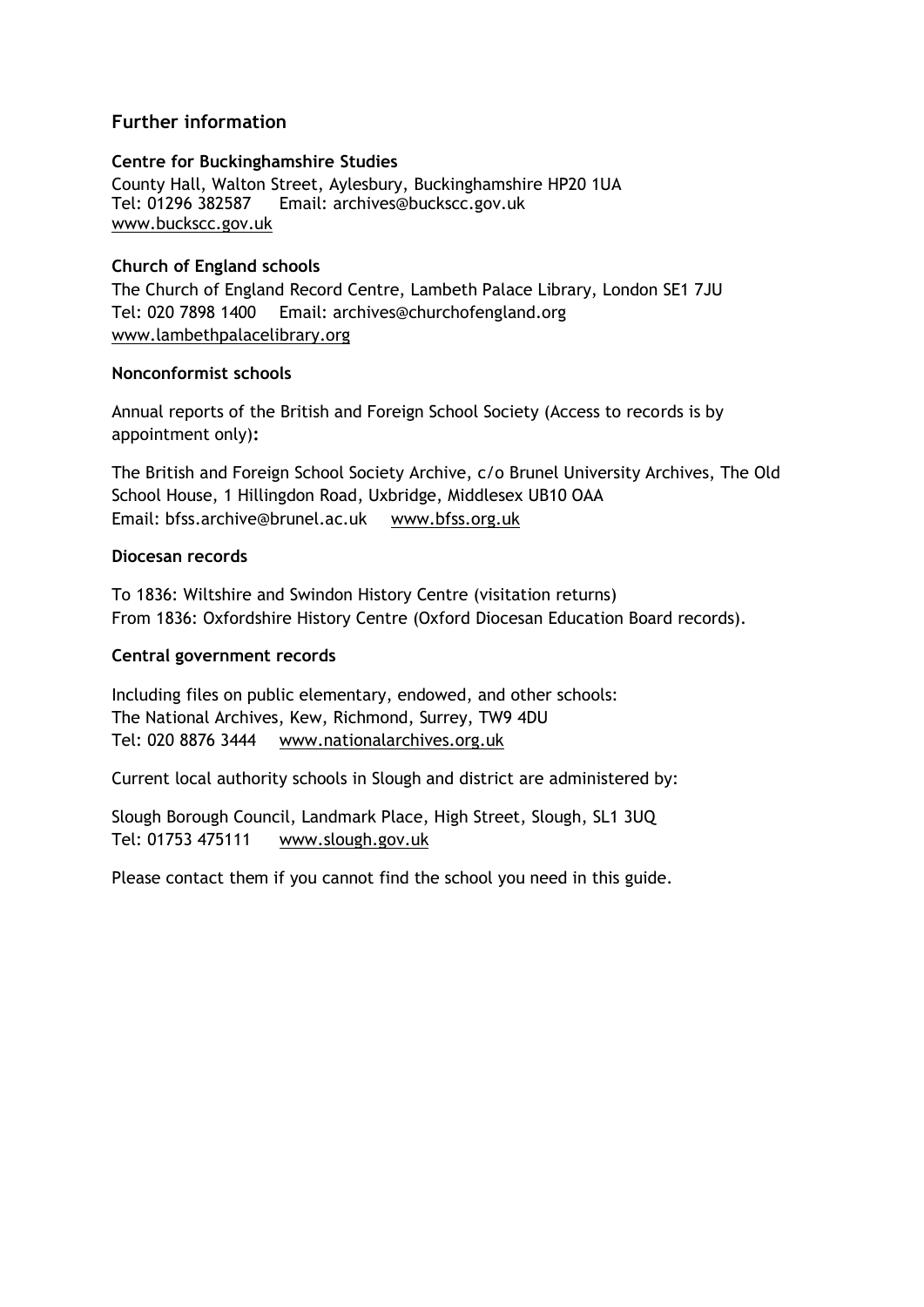## Further information

**Centre for Buckinghamshire Studies**
County Hall, Walton Street, Aylesbury, Buckinghamshire HP20 1UA
Tel: 01296 382587 Email: archives@buckscc.gov.uk
www.buckscc.gov.uk

**Church of England schools**
The Church of England Record Centre, Lambeth Palace Library, London SE1 7JU
Tel: 020 7898 1400 Email: archives@churchofengland.org
www.lambethpalacelibrary.org

**Nonconformist schools**

Annual reports of the British and Foreign School Society (Access to records is by appointment only):

The British and Foreign School Society Archive, c/o Brunel University Archives, The Old School House, 1 Hillingdon Road, Uxbridge, Middlesex UB10 OAA
Email: bfss.archive@brunel.ac.uk www.bfss.org.uk

**Diocesan records**

To 1836: Wiltshire and Swindon History Centre (visitation returns)
From 1836: Oxfordshire History Centre (Oxford Diocesan Education Board records).

**Central government records**

Including files on public elementary, endowed, and other schools:
The National Archives, Kew, Richmond, Surrey, TW9 4DU
Tel: 020 8876 3444 www.nationalarchives.org.uk

Current local authority schools in Slough and district are administered by:

Slough Borough Council, Landmark Place, High Street, Slough, SL1 3UQ
Tel: 01753 475111 www.slough.gov.uk

Please contact them if you cannot find the school you need in this guide.